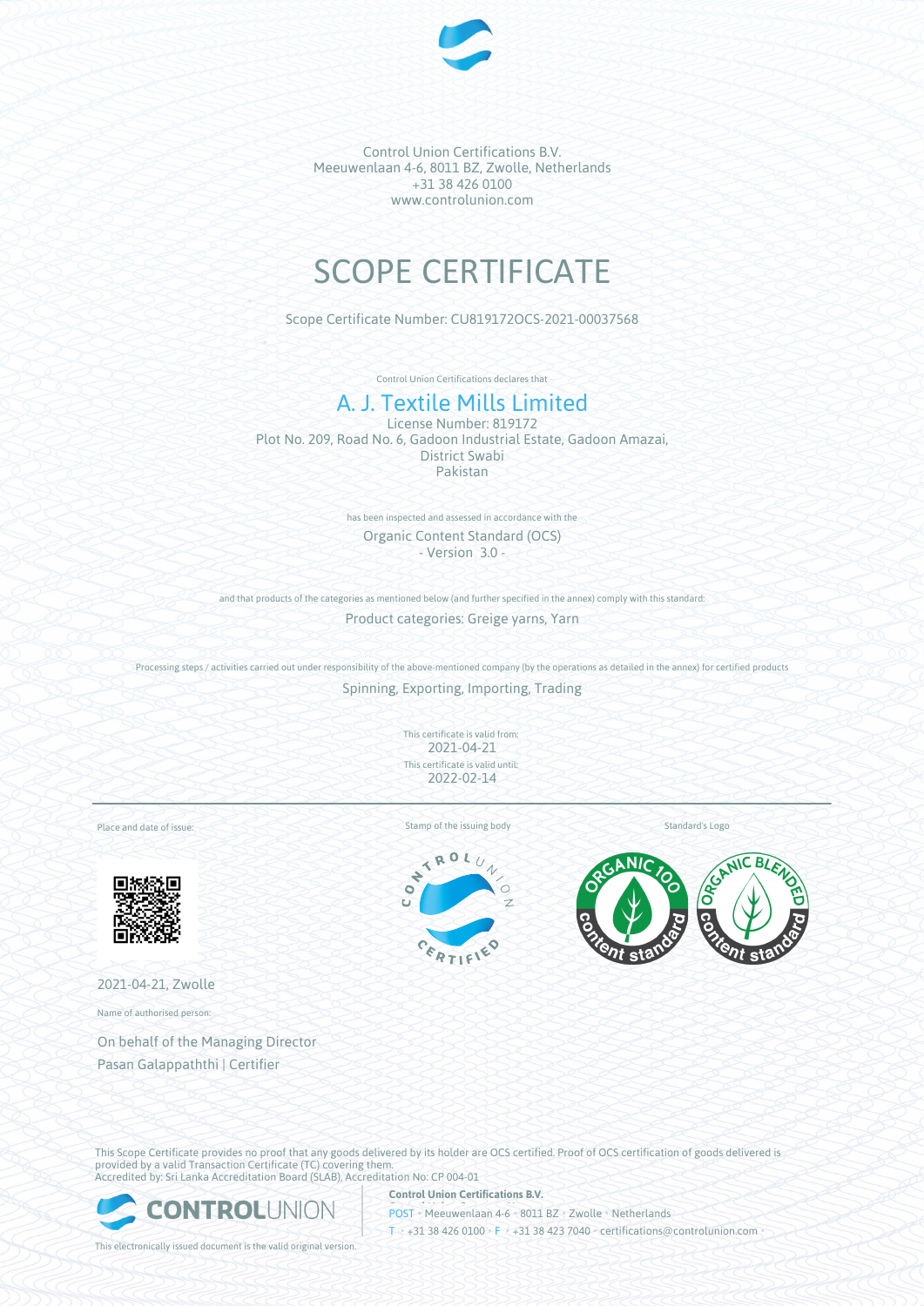Control Union Certifications B.V.
Meeuwenlaan 4-6, 8011 BZ, Zwolle, Netherlands
+31 38 426 0100
www.controlunion.com

# SCOPE CERTIFICATE

Scope Certificate Number: CU819172OCS-2021-00037568

Control Union Certifications declares that

## A. J. Textile Mills Limited

License Number: 819172
Plot No. 209, Road No. 6, Gadoon Industrial Estate, Gadoon Amazai,
District Swabi
Pakistan

has been inspected and assessed in accordance with the

Organic Content Standard (OCS)
- Version 3.0 -

and that products of the categories as mentioned below (and further specified in the annex) comply with this standard:

Product categories: Greige yarns, Yarn

Processing steps / activities carried out under responsibility of the above-mentioned company (by the operations as detailed in the annex) for certified products

Spinning, Exporting, Importing, Trading

This certificate is valid from:
2021-04-21
This certificate is valid until:
2022-02-14

Place and date of issue:

2021-04-21, Zwolle

Stamp of the issuing body

Standard's Logo

Name of authorised person:

On behalf of the Managing Director
Pasan Galappaththi | Certifier

This Scope Certificate provides no proof that any goods delivered by its holder are OCS certified. Proof of OCS certification of goods delivered is provided by a valid Transaction Certificate (TC) covering them.
Accredited by: Sri Lanka Accreditation Board (SLAB), Accreditation No: CP 004-01

**Control Union Certifications B.V.**
POST • Meeuwenlaan 4-6 • 8011 BZ • Zwolle • Netherlands
T • +31 38 426 0100 • F • +31 38 423 7040 • certifications@controlunion.com •

This electronically issued document is the valid original version.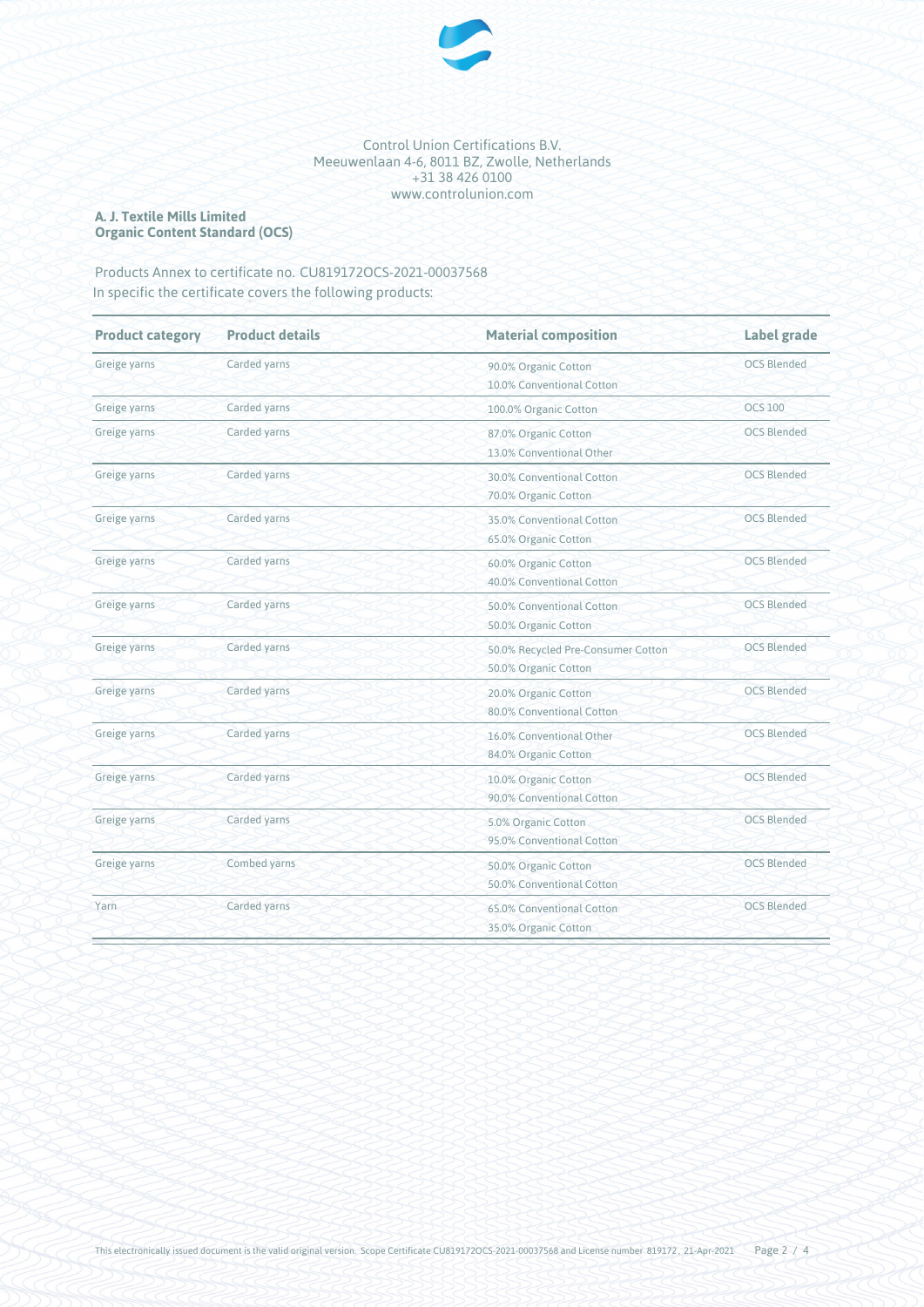Control Union Certifications B.V.
Meeuwenlaan 4-6, 8011 BZ, Zwolle, Netherlands
+31 38 426 0100
www.controlunion.com

**A. J. Textile Mills Limited**
**Organic Content Standard (OCS)**

Products Annex to certificate no. CU819172OCS-2021-00037568
In specific the certificate covers the following products:

| Product category | Product details | Material composition | Label grade |
| --- | --- | --- | --- |
| Greige yarns | Carded yarns | 90.0% Organic Cotton<br>10.0% Conventional Cotton | OCS Blended |
| Greige yarns | Carded yarns | 100.0% Organic Cotton | OCS 100 |
| Greige yarns | Carded yarns | 87.0% Organic Cotton<br>13.0% Conventional Other | OCS Blended |
| Greige yarns | Carded yarns | 30.0% Conventional Cotton<br>70.0% Organic Cotton | OCS Blended |
| Greige yarns | Carded yarns | 35.0% Conventional Cotton<br>65.0% Organic Cotton | OCS Blended |
| Greige yarns | Carded yarns | 60.0% Organic Cotton<br>40.0% Conventional Cotton | OCS Blended |
| Greige yarns | Carded yarns | 50.0% Conventional Cotton<br>50.0% Organic Cotton | OCS Blended |
| Greige yarns | Carded yarns | 50.0% Recycled Pre-Consumer Cotton<br>50.0% Organic Cotton | OCS Blended |
| Greige yarns | Carded yarns | 20.0% Organic Cotton<br>80.0% Conventional Cotton | OCS Blended |
| Greige yarns | Carded yarns | 16.0% Conventional Other<br>84.0% Organic Cotton | OCS Blended |
| Greige yarns | Carded yarns | 10.0% Organic Cotton<br>90.0% Conventional Cotton | OCS Blended |
| Greige yarns | Carded yarns | 5.0% Organic Cotton<br>95.0% Conventional Cotton | OCS Blended |
| Greige yarns | Combed yarns | 50.0% Organic Cotton<br>50.0% Conventional Cotton | OCS Blended |
| Yarn | Carded yarns | 65.0% Conventional Cotton<br>35.0% Organic Cotton | OCS Blended |

This electronically issued document is the valid original version. Scope Certificate CU819172OCS-2021-00037568 and License number 819172, 21-Apr-2021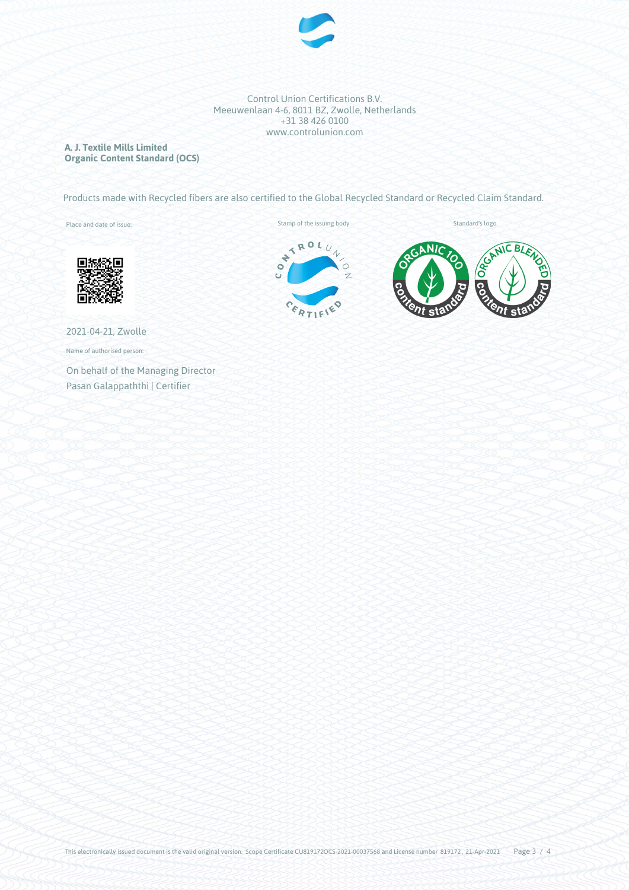Control Union Certifications B.V.
Meeuwenlaan 4-6, 8011 BZ, Zwolle, Netherlands
+31 38 426 0100
www.controlunion.com

**A. J. Textile Mills Limited**
**Organic Content Standard (OCS)**

Products made with Recycled fibers are also certified to the Global Recycled Standard or Recycled Claim Standard.

Place and date of issue:

2021-04-21, Zwolle

Stamp of the issuing body

Standard's logo

Name of authorised person:

On behalf of the Managing Director
Pasan Galappaththi | Certifier

This electronically issued document is the valid original version. Scope Certificate CU819172OCS-2021-00037568 and License number 819172, 21-Apr-2021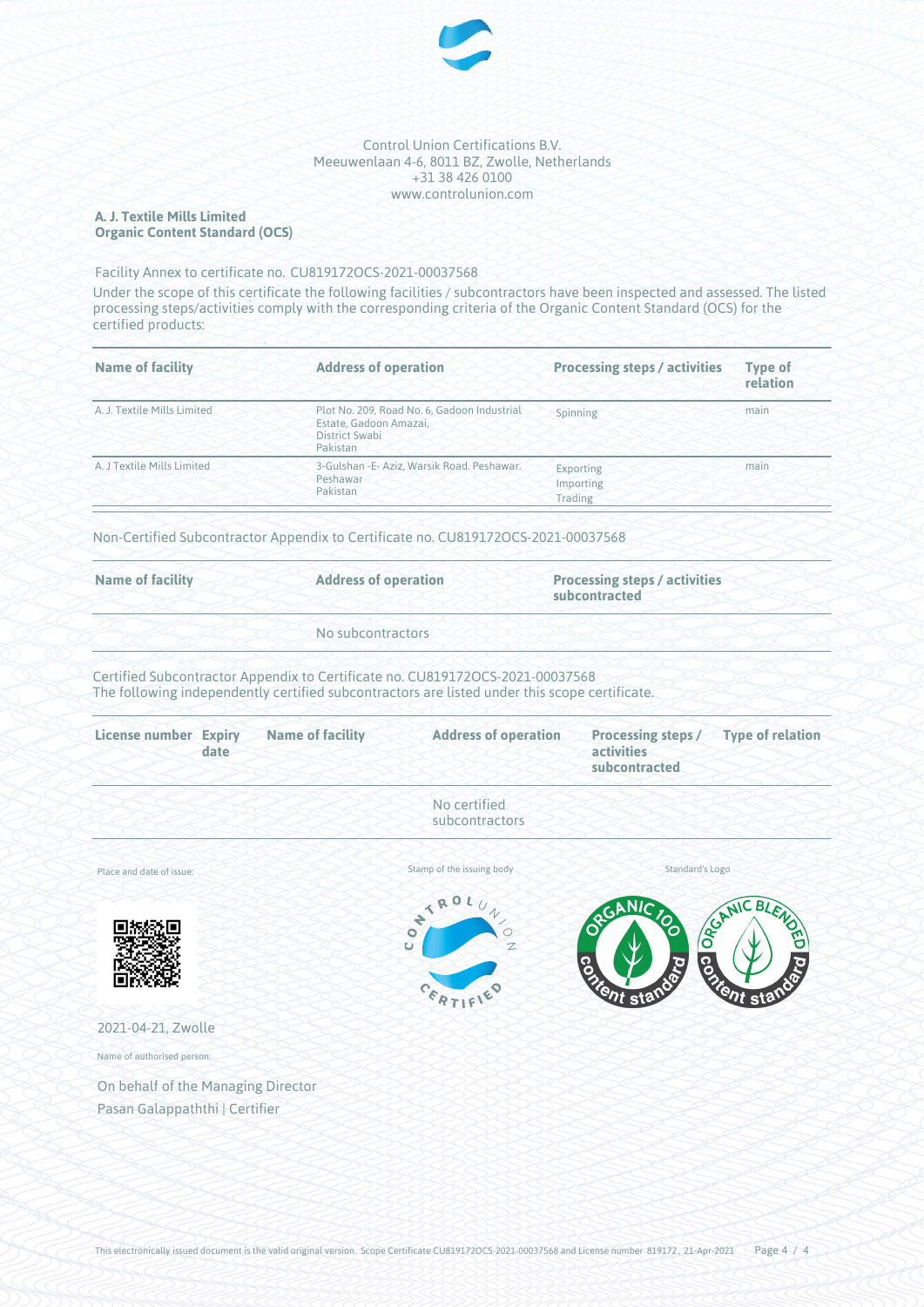Control Union Certifications B.V.
Meeuwenlaan 4-6, 8011 BZ, Zwolle, Netherlands
+31 38 426 0100
www.controlunion.com

**A. J. Textile Mills Limited**
**Organic Content Standard (OCS)**

Facility Annex to certificate no. CU819172OCS-2021-00037568

Under the scope of this certificate the following facilities / subcontractors have been inspected and assessed. The listed processing steps/activities comply with the corresponding criteria of the Organic Content Standard (OCS) for the certified products:

| Name of facility | Address of operation | Processing steps / activities | Type of relation |
|---|---|---|---|
| A. J. Textile Mills Limited | Plot No. 209, Road No. 6, Gadoon Industrial Estate, Gadoon Amazai, District Swabi Pakistan | Spinning | main |
| A. J Textile Mills Limited | 3-Gulshan -E- Aziz, Warsik Road. Peshawar. Peshawar Pakistan | Exporting Importing Trading | main |

Non-Certified Subcontractor Appendix to Certificate no. CU819172OCS-2021-00037568

| Name of facility | Address of operation | Processing steps / activities subcontracted |
|---|---|---|
| | No subcontractors | |

Certified Subcontractor Appendix to Certificate no. CU819172OCS-2021-00037568
The following independently certified subcontractors are listed under this scope certificate.

| License number | Expiry date | Name of facility | Address of operation | Processing steps / activities subcontracted | Type of relation |
|---|---|---|---|---|---|
| | | | No certified subcontractors | | |

Place and date of issue:

2021-04-21, Zwolle

Stamp of the issuing body

Standard's Logo

Name of authorised person:

On behalf of the Managing Director
Pasan Galappaththi | Certifier

This electronically issued document is the valid original version. Scope Certificate CU819172OCS-2021-00037568 and License number 819172, 21-Apr-2021